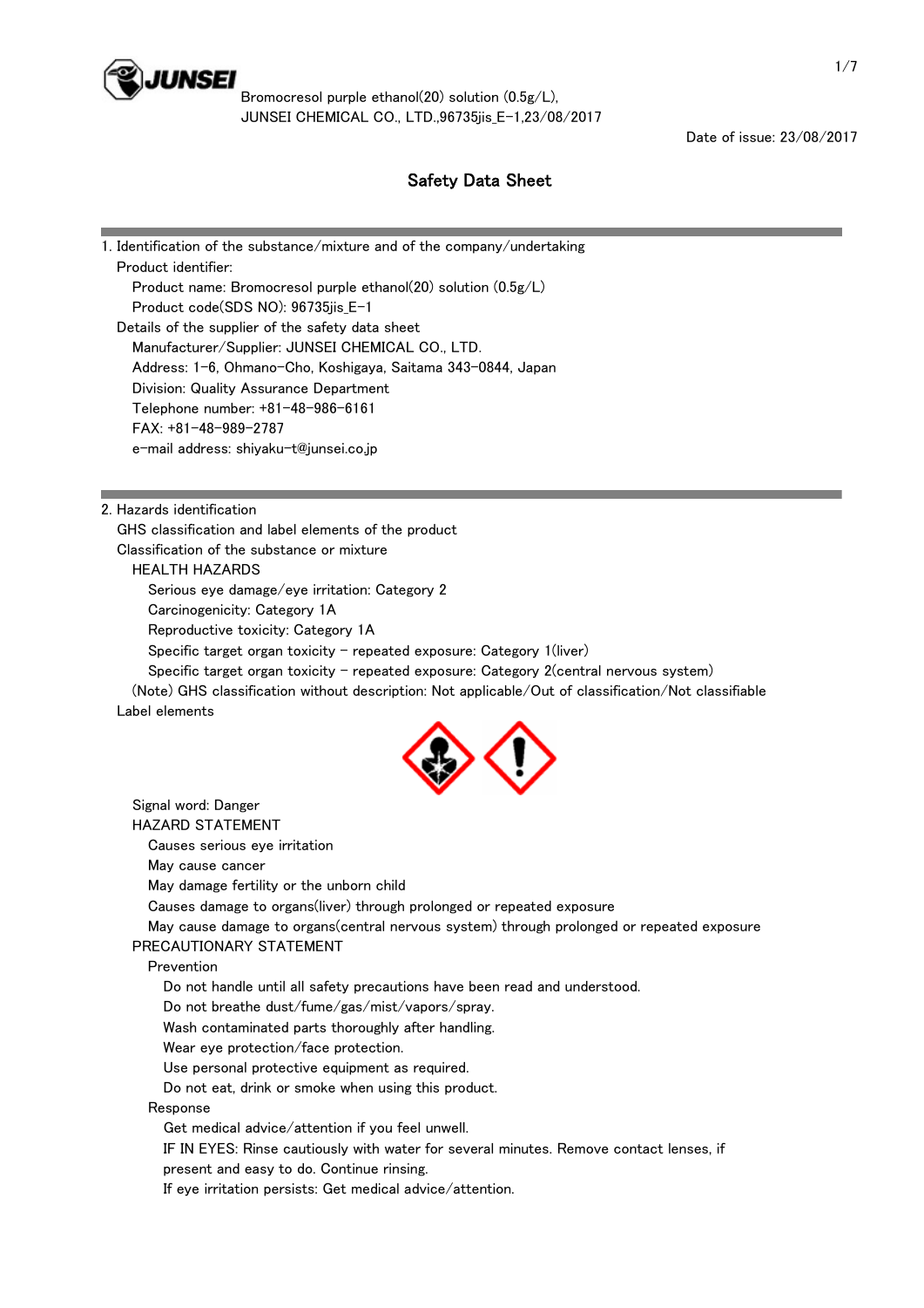Bromocresol purple ethanol(20) solution (0.5g/L),
JUNSEI CHEMICAL CO., LTD.,96735jis_E-1,23/08/2017

Date of issue: 23/08/2017

# Safety Data Sheet

## 1. Identification of the substance/mixture and of the company/undertaking

Product identifier:

- Product name: Bromocresol purple ethanol(20) solution (0.5g/L)
- Product code(SDS NO): 96735jis_E-1

Details of the supplier of the safety data sheet

- Manufacturer/Supplier: JUNSEI CHEMICAL CO., LTD.
- Address: 1-6, Ohmano-Cho, Koshigaya, Saitama 343-0844, Japan
- Division: Quality Assurance Department
- Telephone number: +81-48-986-6161
- FAX: +81-48-989-2787
- e-mail address: shiyaku-t@junsei.co.jp

## 2. Hazards identification

GHS classification and label elements of the product

Classification of the substance or mixture

HEALTH HAZARDS

- Serious eye damage/eye irritation: Category 2
- Carcinogenicity: Category 1A
- Reproductive toxicity: Category 1A
- Specific target organ toxicity - repeated exposure: Category 1(liver)
- Specific target organ toxicity - repeated exposure: Category 2(central nervous system)

(Note) GHS classification without description: Not applicable/Out of classification/Not classifiable

Label elements

Signal word: Danger

HAZARD STATEMENT

- Causes serious eye irritation
- May cause cancer
- May damage fertility or the unborn child
- Causes damage to organs(liver) through prolonged or repeated exposure
- May cause damage to organs(central nervous system) through prolonged or repeated exposure

PRECAUTIONARY STATEMENT

Prevention

- Do not handle until all safety precautions have been read and understood.
- Do not breathe dust/fume/gas/mist/vapors/spray.
- Wash contaminated parts thoroughly after handling.
- Wear eye protection/face protection.
- Use personal protective equipment as required.
- Do not eat, drink or smoke when using this product.

Response

- Get medical advice/attention if you feel unwell.
- IF IN EYES: Rinse cautiously with water for several minutes. Remove contact lenses, if present and easy to do. Continue rinsing.
- If eye irritation persists: Get medical advice/attention.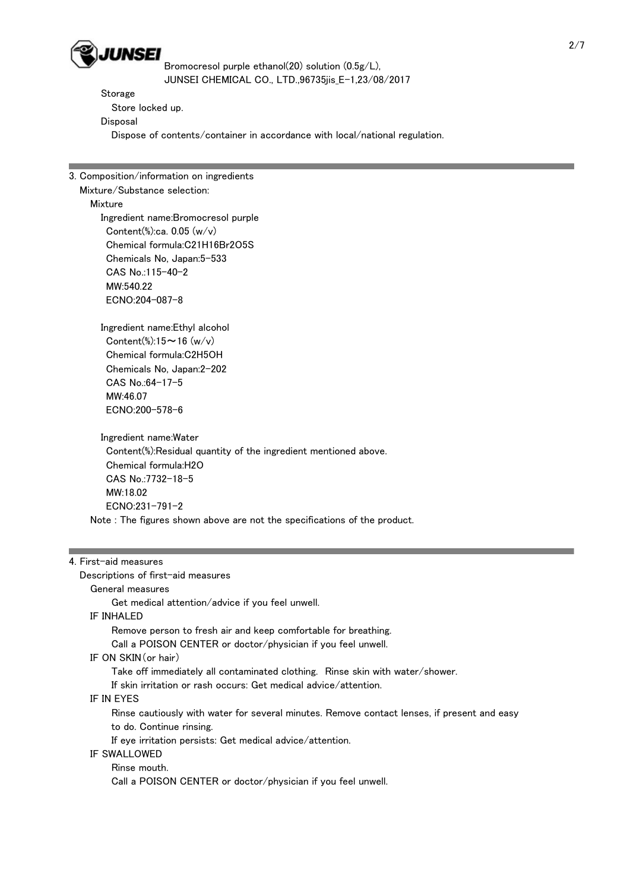Storage

Store locked up.

Disposal

Dispose of contents/container in accordance with local/national regulation.

## 3. Composition/information on ingredients

Mixture/Substance selection:

Mixture

Ingredient name:Bromocresol purple
- Content(%):ca. 0.05 (w/v)
- Chemical formula:$C_{21}H_{16}Br_2O_5S$
- Chemicals No, Japan:5-533
- CAS No.:115-40-2
- MW:540.22
- ECNO:204-087-8

Ingredient name:Ethyl alcohol
- Content(%):15～16 (w/v)
- Chemical formula:$C_2H_5OH$
- Chemicals No, Japan:2-202
- CAS No.:64-17-5
- MW:46.07
- ECNO:200-578-6

Ingredient name:Water
- Content(%):Residual quantity of the ingredient mentioned above.
- Chemical formula:$H_2O$
- CAS No.:7732-18-5
- MW:18.02
- ECNO:231-791-2

Note : The figures shown above are not the specifications of the product.

## 4. First-aid measures

Descriptions of first-aid measures

General measures

Get medical attention/advice if you feel unwell.

IF INHALED

Remove person to fresh air and keep comfortable for breathing.
Call a POISON CENTER or doctor/physician if you feel unwell.

IF ON SKIN(or hair)

Take off immediately all contaminated clothing. Rinse skin with water/shower.
If skin irritation or rash occurs: Get medical advice/attention.

IF IN EYES

Rinse cautiously with water for several minutes. Remove contact lenses, if present and easy to do. Continue rinsing.
If eye irritation persists: Get medical advice/attention.

IF SWALLOWED

Rinse mouth.
Call a POISON CENTER or doctor/physician if you feel unwell.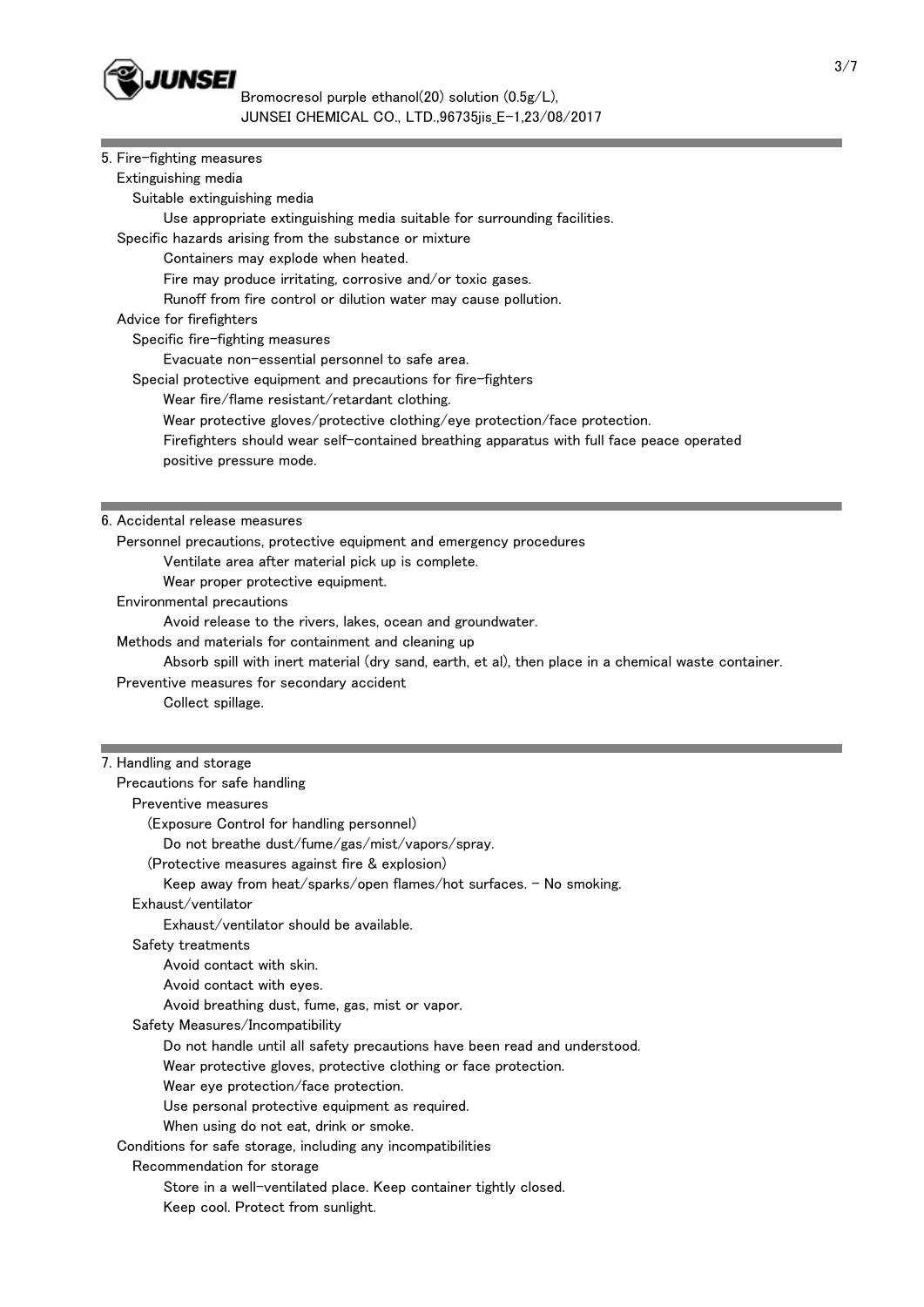## 5. Fire-fighting measures

Extinguishing media

Suitable extinguishing media

Use appropriate extinguishing media suitable for surrounding facilities.

Specific hazards arising from the substance or mixture

Containers may explode when heated.

Fire may produce irritating, corrosive and/or toxic gases.

Runoff from fire control or dilution water may cause pollution.

Advice for firefighters

Specific fire-fighting measures

Evacuate non-essential personnel to safe area.

Special protective equipment and precautions for fire-fighters

Wear fire/flame resistant/retardant clothing.

Wear protective gloves/protective clothing/eye protection/face protection.

Firefighters should wear self-contained breathing apparatus with full face peace operated positive pressure mode.

## 6. Accidental release measures

Personnel precautions, protective equipment and emergency procedures

Ventilate area after material pick up is complete.

Wear proper protective equipment.

Environmental precautions

Avoid release to the rivers, lakes, ocean and groundwater.

Methods and materials for containment and cleaning up

Absorb spill with inert material (dry sand, earth, et al), then place in a chemical waste container.

Preventive measures for secondary accident

Collect spillage.

## 7. Handling and storage

Precautions for safe handling

Preventive measures

(Exposure Control for handling personnel)

Do not breathe dust/fume/gas/mist/vapors/spray.

(Protective measures against fire & explosion)

Keep away from heat/sparks/open flames/hot surfaces. - No smoking.

Exhaust/ventilator

Exhaust/ventilator should be available.

Safety treatments

Avoid contact with skin.

Avoid contact with eyes.

Avoid breathing dust, fume, gas, mist or vapor.

Safety Measures/Incompatibility

Do not handle until all safety precautions have been read and understood.

Wear protective gloves, protective clothing or face protection.

Wear eye protection/face protection.

Use personal protective equipment as required.

When using do not eat, drink or smoke.

Conditions for safe storage, including any incompatibilities

Recommendation for storage

Store in a well-ventilated place. Keep container tightly closed.

Keep cool. Protect from sunlight.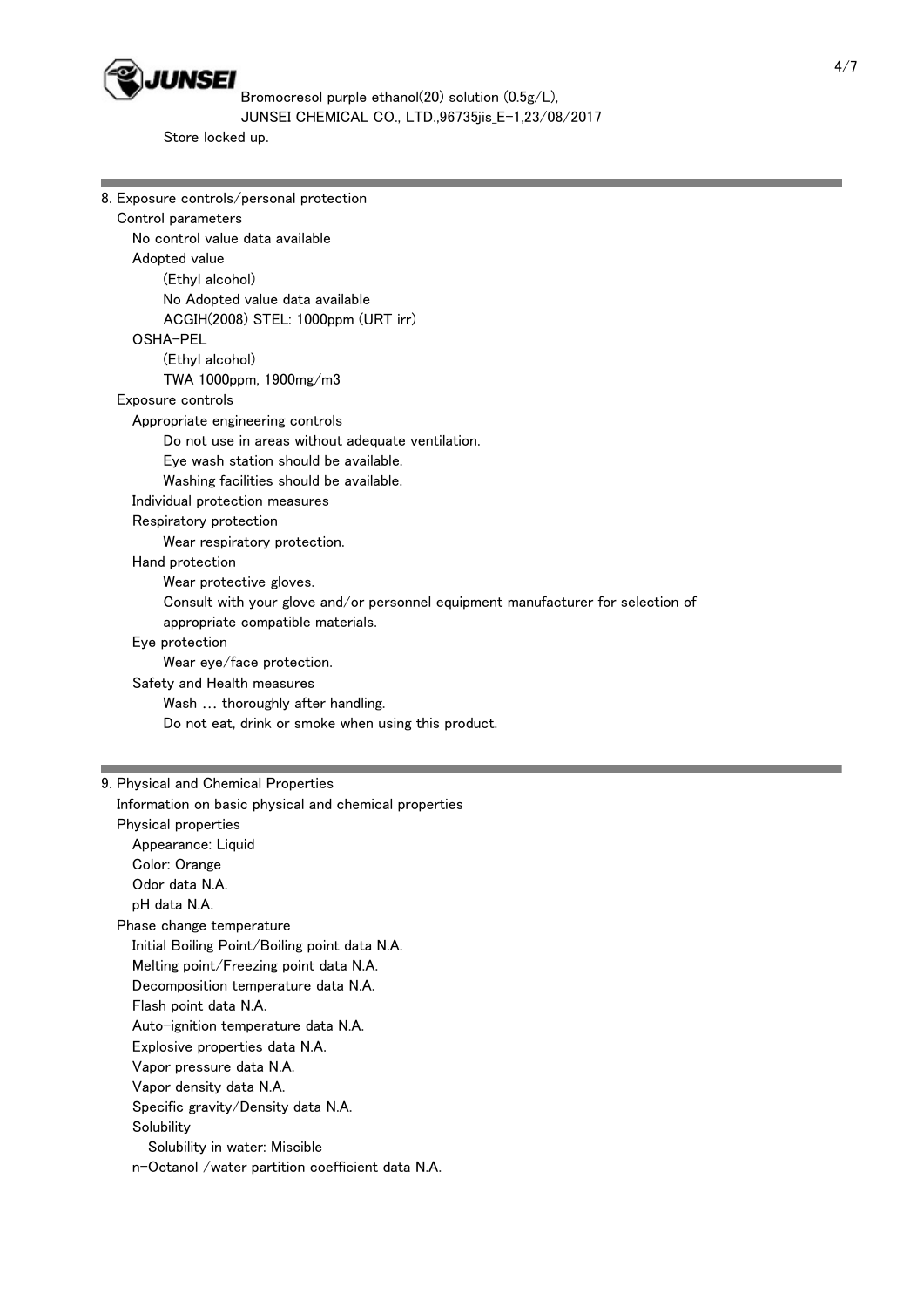Store locked up.

## 8. Exposure controls/personal protection

Control parameters

No control value data available

Adopted value

(Ethyl alcohol)

No Adopted value data available

ACGIH(2008) STEL: 1000ppm (URT irr)

OSHA-PEL

(Ethyl alcohol)

TWA 1000ppm, 1900mg/m3

Exposure controls

Appropriate engineering controls

Do not use in areas without adequate ventilation.

Eye wash station should be available.

Washing facilities should be available.

Individual protection measures

Respiratory protection

Wear respiratory protection.

Hand protection

Wear protective gloves.

Consult with your glove and/or personnel equipment manufacturer for selection of appropriate compatible materials.

Eye protection

Wear eye/face protection.

Safety and Health measures

Wash … thoroughly after handling.

Do not eat, drink or smoke when using this product.

## 9. Physical and Chemical Properties

Information on basic physical and chemical properties

Physical properties

Appearance: Liquid

Color: Orange

Odor data N.A.

pH data N.A.

Phase change temperature

Initial Boiling Point/Boiling point data N.A.

Melting point/Freezing point data N.A.

Decomposition temperature data N.A.

Flash point data N.A.

Auto-ignition temperature data N.A.

Explosive properties data N.A.

Vapor pressure data N.A.

Vapor density data N.A.

Specific gravity/Density data N.A.

Solubility

Solubility in water: Miscible

n-Octanol /water partition coefficient data N.A.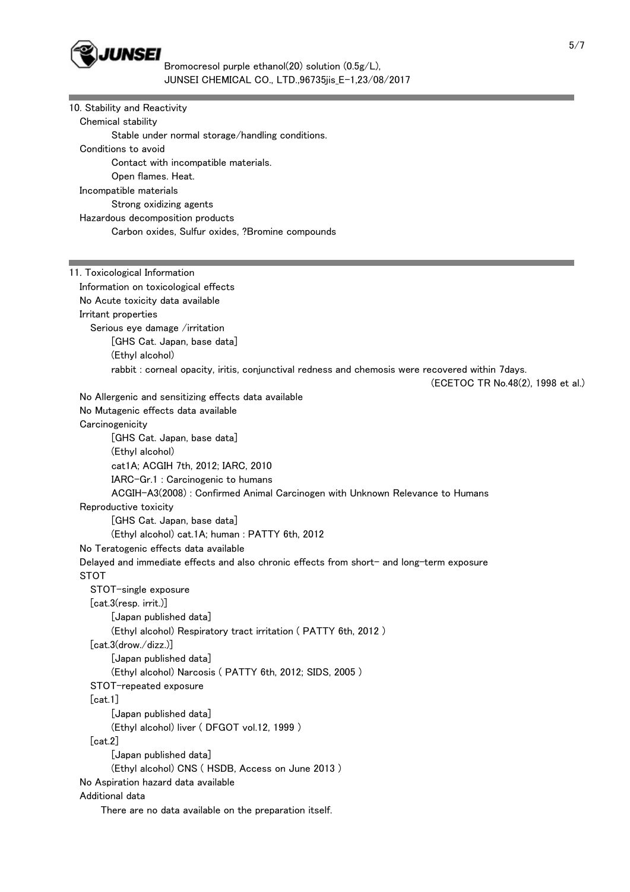## 10. Stability and Reactivity

Chemical stability

Stable under normal storage/handling conditions.

Conditions to avoid

Contact with incompatible materials.

Open flames. Heat.

Incompatible materials

Strong oxidizing agents

Hazardous decomposition products

Carbon oxides, Sulfur oxides, ?Bromine compounds

## 11. Toxicological Information

Information on toxicological effects

No Acute toxicity data available

Irritant properties

Serious eye damage /irritation

[GHS Cat. Japan, base data]

(Ethyl alcohol)

rabbit : corneal opacity, iritis, conjunctival redness and chemosis were recovered within 7days.

(ECETOC TR No.48(2), 1998 et al.)

No Allergenic and sensitizing effects data available

No Mutagenic effects data available

Carcinogenicity

[GHS Cat. Japan, base data]

(Ethyl alcohol)

cat1A; ACGIH 7th, 2012; IARC, 2010

IARC-Gr.1 : Carcinogenic to humans

ACGIH-A3(2008) : Confirmed Animal Carcinogen with Unknown Relevance to Humans

Reproductive toxicity

[GHS Cat. Japan, base data]

(Ethyl alcohol) cat.1A; human : PATTY 6th, 2012

No Teratogenic effects data available

Delayed and immediate effects and also chronic effects from short- and long-term exposure

STOT

STOT-single exposure

[cat.3(resp. irrit.)]

[Japan published data]

(Ethyl alcohol) Respiratory tract irritation ( PATTY 6th, 2012 )

[cat.3(drow./dizz.)]

[Japan published data]

(Ethyl alcohol) Narcosis ( PATTY 6th, 2012; SIDS, 2005 )

STOT-repeated exposure

[cat.1]

[Japan published data]

(Ethyl alcohol) liver ( DFGOT vol.12, 1999 )

[cat.2]

[Japan published data]

(Ethyl alcohol) CNS ( HSDB, Access on June 2013 )

No Aspiration hazard data available

Additional data

There are no data available on the preparation itself.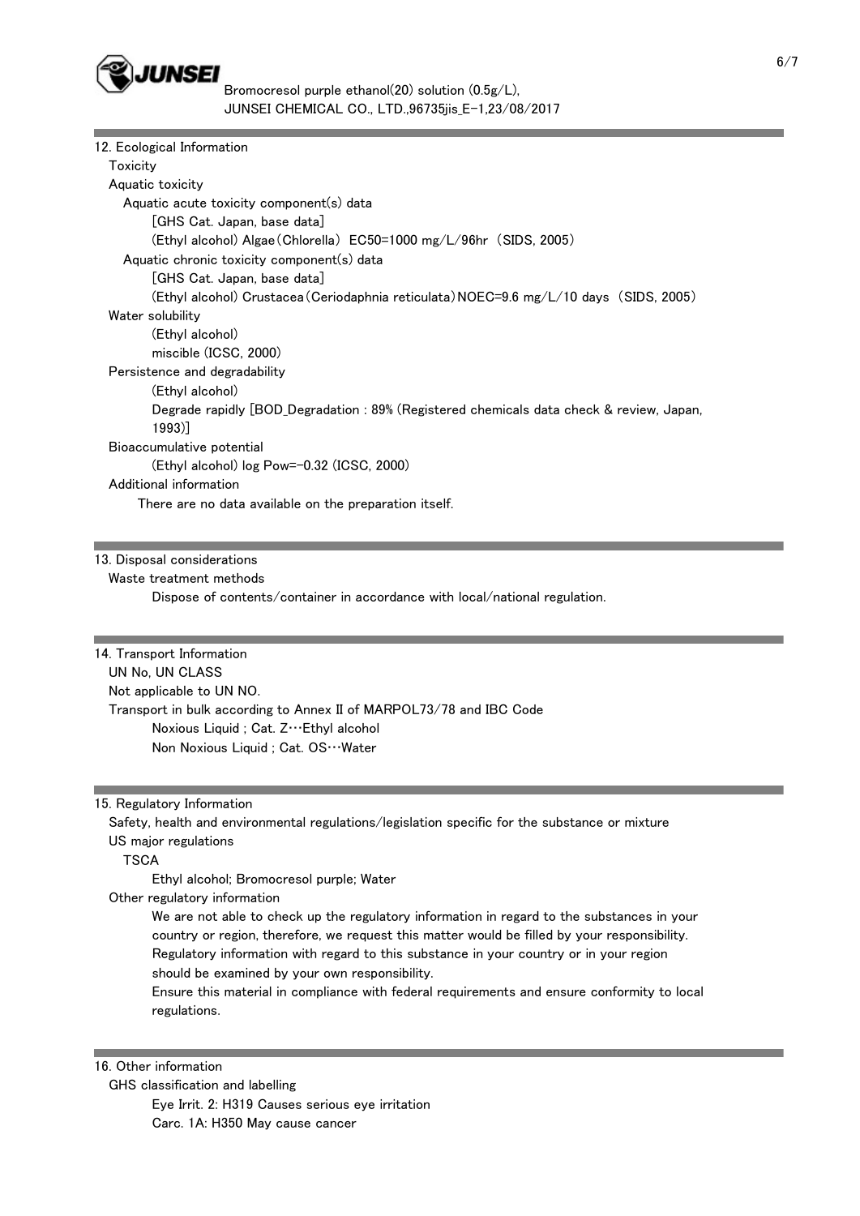## 12. Ecological Information

Toxicity

Aquatic toxicity

Aquatic acute toxicity component(s) data

[GHS Cat. Japan, base data]

(Ethyl alcohol) Algae (Chlorella) EC50=1000 mg/L/96hr (SIDS, 2005)

Aquatic chronic toxicity component(s) data

[GHS Cat. Japan, base data]

(Ethyl alcohol) Crustacea (Ceriodaphnia reticulata) NOEC=9.6 mg/L/10 days (SIDS, 2005)

Water solubility

(Ethyl alcohol)

miscible (ICSC, 2000)

Persistence and degradability

(Ethyl alcohol)

Degrade rapidly [BOD_Degradation : 89% (Registered chemicals data check & review, Japan, 1993)]

Bioaccumulative potential

(Ethyl alcohol) log Pow=-0.32 (ICSC, 2000)

Additional information

There are no data available on the preparation itself.

## 13. Disposal considerations

Waste treatment methods

Dispose of contents/container in accordance with local/national regulation.

## 14. Transport Information

UN No, UN CLASS

Not applicable to UN NO.

Transport in bulk according to Annex II of MARPOL73/78 and IBC Code

Noxious Liquid ; Cat. Z…Ethyl alcohol

Non Noxious Liquid ; Cat. OS…Water

## 15. Regulatory Information

Safety, health and environmental regulations/legislation specific for the substance or mixture

US major regulations

TSCA

Ethyl alcohol; Bromocresol purple; Water

Other regulatory information

We are not able to check up the regulatory information in regard to the substances in your country or region, therefore, we request this matter would be filled by your responsibility. Regulatory information with regard to this substance in your country or in your region should be examined by your own responsibility.

Ensure this material in compliance with federal requirements and ensure conformity to local regulations.

## 16. Other information

GHS classification and labelling

Eye Irrit. 2: H319 Causes serious eye irritation

Carc. 1A: H350 May cause cancer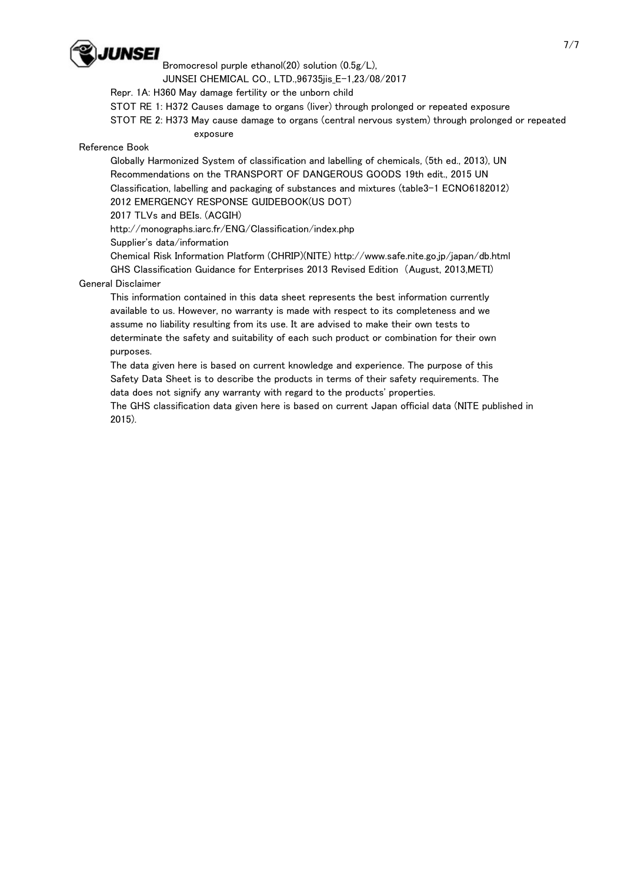Repr. 1A: H360 May damage fertility or the unborn child

STOT RE 1: H372 Causes damage to organs (liver) through prolonged or repeated exposure

STOT RE 2: H373 May cause damage to organs (central nervous system) through prolonged or repeated exposure

## Reference Book

Globally Harmonized System of classification and labelling of chemicals, (5th ed., 2013), UN
Recommendations on the TRANSPORT OF DANGEROUS GOODS 19th edit., 2015 UN
Classification, labelling and packaging of substances and mixtures (table3-1 ECNO6182012)
2012 EMERGENCY RESPONSE GUIDEBOOK(US DOT)
2017 TLVs and BEIs. (ACGIH)
http://monographs.iarc.fr/ENG/Classification/index.php
Supplier's data/information
Chemical Risk Information Platform (CHRIP)(NITE) http://www.safe.nite.go.jp/japan/db.html
GHS Classification Guidance for Enterprises 2013 Revised Edition （August, 2013,METI)

## General Disclaimer

This information contained in this data sheet represents the best information currently available to us. However, no warranty is made with respect to its completeness and we assume no liability resulting from its use. It are advised to make their own tests to determinate the safety and suitability of each such product or combination for their own purposes.

The data given here is based on current knowledge and experience. The purpose of this Safety Data Sheet is to describe the products in terms of their safety requirements. The data does not signify any warranty with regard to the products' properties.

The GHS classification data given here is based on current Japan official data (NITE published in 2015).